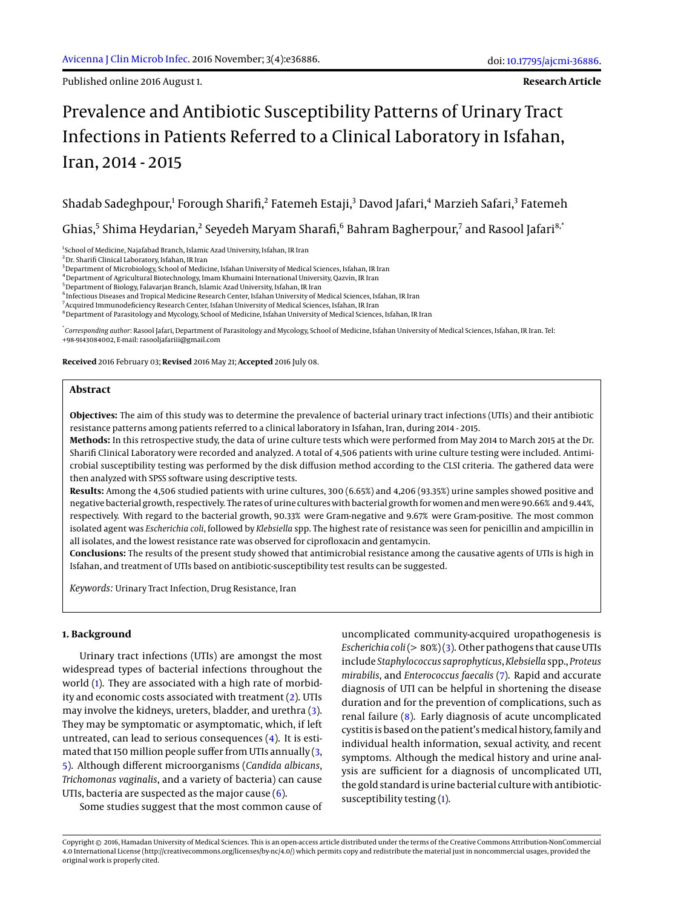Published online 2016 August 1.

**Research Article**

# Prevalence and Antibiotic Susceptibility Patterns of Urinary Tract Infections in Patients Referred to a Clinical Laboratory in Isfahan, Iran, 2014 - 2015

Shadab Sadeghpour,[1] Forough Sharifi,[2] Fatemeh Estaji,[3] Davod Jafari,[4] Marzieh Safari,[3] Fatemeh Ghias,[5] Shima Heydarian,[2] Seyedeh Maryam Sharafi,[6] Bahram Bagherpour,[7] and Rasool Jafari[8,*]

[1] School of Medicine, Najafabad Branch, Islamic Azad University, Isfahan, IR Iran
[2] Dr. Sharifi Clinical Laboratory, Isfahan, IR Iran
[3] Department of Microbiology, School of Medicine, Isfahan University of Medical Sciences, Isfahan, IR Iran
[4] Department of Agricultural Biotechnology, Imam Khumaini International University, Qazvin, IR Iran
[5] Department of Biology, Falavarjan Branch, Islamic Azad University, Isfahan, IR Iran
[6] Infectious Diseases and Tropical Medicine Research Center, Isfahan University of Medical Sciences, Isfahan, IR Iran
[7] Acquired Immunodeficiency Research Center, Isfahan University of Medical Sciences, Isfahan, IR Iran
[8] Department of Parasitology and Mycology, School of Medicine, Isfahan University of Medical Sciences, Isfahan, IR Iran

[*] *Corresponding author*: Rasool Jafari, Department of Parasitology and Mycology, School of Medicine, Isfahan University of Medical Sciences, Isfahan, IR Iran. Tel: +98-9143084002, E-mail: rasooljafariii@gmail.com

**Received** 2016 February 03; **Revised** 2016 May 21; **Accepted** 2016 July 08.

## Abstract

**Objectives:** The aim of this study was to determine the prevalence of bacterial urinary tract infections (UTIs) and their antibiotic resistance patterns among patients referred to a clinical laboratory in Isfahan, Iran, during 2014 - 2015.

**Methods:** In this retrospective study, the data of urine culture tests which were performed from May 2014 to March 2015 at the Dr. Sharifi Clinical Laboratory were recorded and analyzed. A total of 4,506 patients with urine culture testing were included. Antimicrobial susceptibility testing was performed by the disk diffusion method according to the CLSI criteria. The gathered data were then analyzed with SPSS software using descriptive tests.

**Results:** Among the 4,506 studied patients with urine cultures, 300 (6.65%) and 4,206 (93.35%) urine samples showed positive and negative bacterial growth, respectively. The rates of urine cultures with bacterial growth for women and men were 90.66% and 9.44%, respectively. With regard to the bacterial growth, 90.33% were Gram-negative and 9.67% were Gram-positive. The most common isolated agent was *Escherichia coli*, followed by *Klebsiella* spp. The highest rate of resistance was seen for penicillin and ampicillin in all isolates, and the lowest resistance rate was observed for ciprofloxacin and gentamycin.

**Conclusions:** The results of the present study showed that antimicrobial resistance among the causative agents of UTIs is high in Isfahan, and treatment of UTIs based on antibiotic-susceptibility test results can be suggested.

*Keywords:* Urinary Tract Infection, Drug Resistance, Iran

## 1. Background

Urinary tract infections (UTIs) are amongst the most widespread types of bacterial infections throughout the world (1). They are associated with a high rate of morbidity and economic costs associated with treatment (2). UTIs may involve the kidneys, ureters, bladder, and urethra (3). They may be symptomatic or asymptomatic, which, if left untreated, can lead to serious consequences (4). It is estimated that 150 million people suffer from UTIs annually (3, 5). Although different microorganisms (*Candida albicans*, *Trichomonas vaginalis*, and a variety of bacteria) can cause UTIs, bacteria are suspected as the major cause (6).

Some studies suggest that the most common cause of uncomplicated community-acquired uropathogenesis is *Escherichia coli* (> 80%) (3). Other pathogens that cause UTIs include *Staphylococcus saprophyticus*, *Klebsiella* spp., *Proteus mirabilis*, and *Enterococcus faecalis* (7). Rapid and accurate diagnosis of UTI can be helpful in shortening the disease duration and for the prevention of complications, such as renal failure (8). Early diagnosis of acute uncomplicated cystitis is based on the patient's medical history, family and individual health information, sexual activity, and recent symptoms. Although the medical history and urine analysis are sufficient for a diagnosis of uncomplicated UTI, the gold standard is urine bacterial culture with antibiotic-susceptibility testing (1).

Copyright © 2016, Hamadan University of Medical Sciences. This is an open-access article distributed under the terms of the Creative Commons Attribution-NonCommercial 4.0 International License (http://creativecommons.org/licenses/by-nc/4.0/) which permits copy and redistribute the material just in noncommercial usages, provided the original work is properly cited.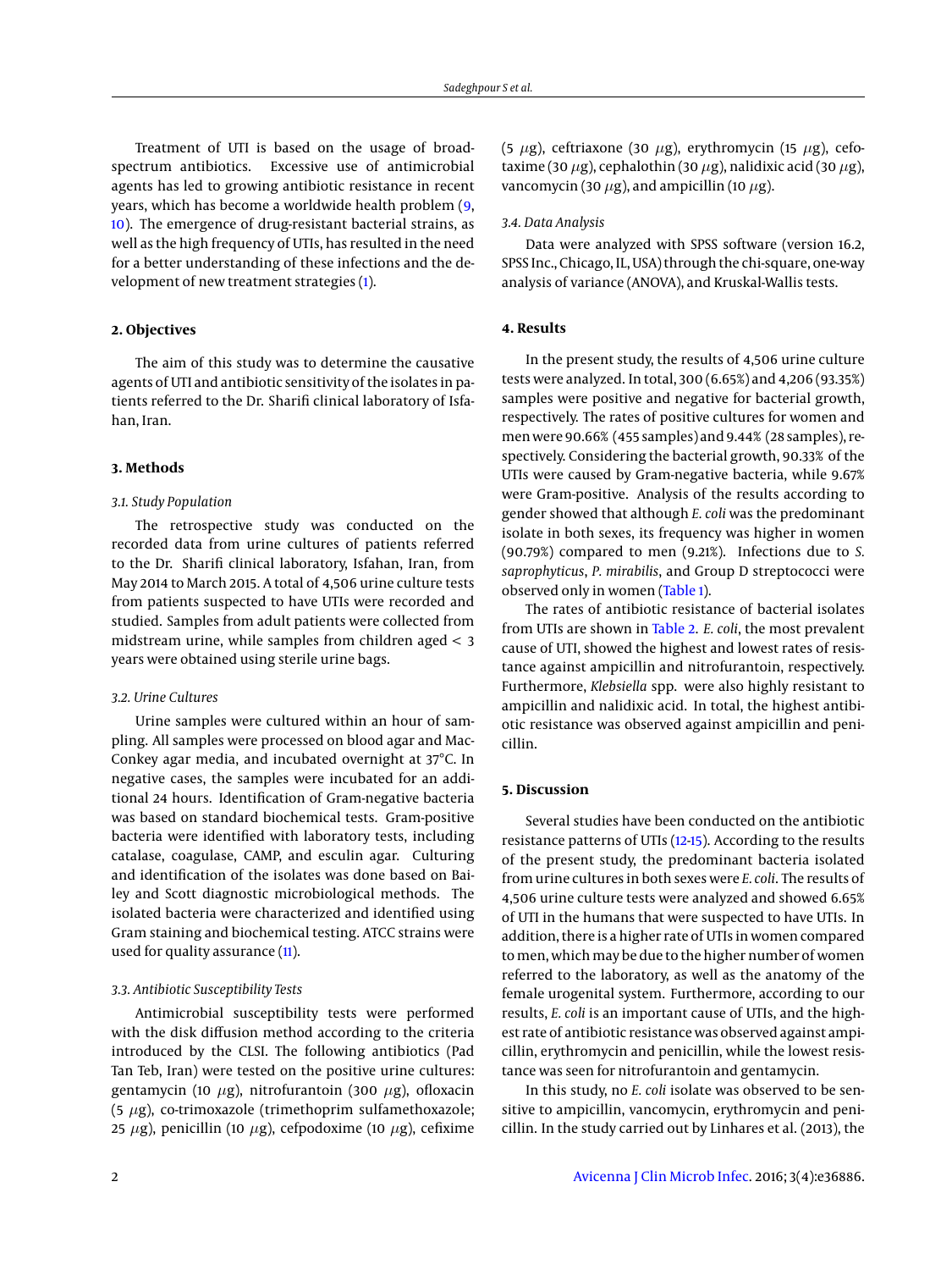Treatment of UTI is based on the usage of broad-spectrum antibiotics. Excessive use of antimicrobial agents has led to growing antibiotic resistance in recent years, which has become a worldwide health problem (9, 10). The emergence of drug-resistant bacterial strains, as well as the high frequency of UTIs, has resulted in the need for a better understanding of these infections and the development of new treatment strategies (1).

## 2. Objectives

The aim of this study was to determine the causative agents of UTI and antibiotic sensitivity of the isolates in patients referred to the Dr. Sharifi clinical laboratory of Isfahan, Iran.

## 3. Methods

### 3.1. Study Population

The retrospective study was conducted on the recorded data from urine cultures of patients referred to the Dr. Sharifi clinical laboratory, Isfahan, Iran, from May 2014 to March 2015. A total of 4,506 urine culture tests from patients suspected to have UTIs were recorded and studied. Samples from adult patients were collected from midstream urine, while samples from children aged < 3 years were obtained using sterile urine bags.

### 3.2. Urine Cultures

Urine samples were cultured within an hour of sampling. All samples were processed on blood agar and MacConkey agar media, and incubated overnight at 37°C. In negative cases, the samples were incubated for an additional 24 hours. Identification of Gram-negative bacteria was based on standard biochemical tests. Gram-positive bacteria were identified with laboratory tests, including catalase, coagulase, CAMP, and esculin agar. Culturing and identification of the isolates was done based on Bailey and Scott diagnostic microbiological methods. The isolated bacteria were characterized and identified using Gram staining and biochemical testing. ATCC strains were used for quality assurance (11).

### 3.3. Antibiotic Susceptibility Tests

Antimicrobial susceptibility tests were performed with the disk diffusion method according to the criteria introduced by the CLSI. The following antibiotics (Pad Tan Teb, Iran) were tested on the positive urine cultures: gentamycin (10 $\mu$g), nitrofurantoin (300 $\mu$g), ofloxacin (5 $\mu$g), co-trimoxazole (trimethoprim sulfamethoxazole; 25 $\mu$g), penicillin (10 $\mu$g), cefpodoxime (10 $\mu$g), cefixime (5 $\mu$g), ceftriaxone (30 $\mu$g), erythromycin (15 $\mu$g), cefotaxime (30 $\mu$g), cephalothin (30 $\mu$g), nalidixic acid (30 $\mu$g), vancomycin (30 $\mu$g), and ampicillin (10 $\mu$g).

### 3.4. Data Analysis

Data were analyzed with SPSS software (version 16.2, SPSS Inc., Chicago, IL, USA) through the chi-square, one-way analysis of variance (ANOVA), and Kruskal-Wallis tests.

## 4. Results

In the present study, the results of 4,506 urine culture tests were analyzed. In total, 300 (6.65%) and 4,206 (93.35%) samples were positive and negative for bacterial growth, respectively. The rates of positive cultures for women and men were 90.66% (455 samples) and 9.44% (28 samples), respectively. Considering the bacterial growth, 90.33% of the UTIs were caused by Gram-negative bacteria, while 9.67% were Gram-positive. Analysis of the results according to gender showed that although *E. coli* was the predominant isolate in both sexes, its frequency was higher in women (90.79%) compared to men (9.21%). Infections due to *S. saprophyticus*, *P. mirabilis*, and Group D streptococci were observed only in women (Table 1).

The rates of antibiotic resistance of bacterial isolates from UTIs are shown in Table 2. *E. coli*, the most prevalent cause of UTI, showed the highest and lowest rates of resistance against ampicillin and nitrofurantoin, respectively. Furthermore, *Klebsiella* spp. were also highly resistant to ampicillin and nalidixic acid. In total, the highest antibiotic resistance was observed against ampicillin and penicillin.

## 5. Discussion

Several studies have been conducted on the antibiotic resistance patterns of UTIs (12-15). According to the results of the present study, the predominant bacteria isolated from urine cultures in both sexes were *E. coli*. The results of 4,506 urine culture tests were analyzed and showed 6.65% of UTI in the humans that were suspected to have UTIs. In addition, there is a higher rate of UTIs in women compared to men, which may be due to the higher number of women referred to the laboratory, as well as the anatomy of the female urogenital system. Furthermore, according to our results, *E. coli* is an important cause of UTIs, and the highest rate of antibiotic resistance was observed against ampicillin, erythromycin and penicillin, while the lowest resistance was seen for nitrofurantoin and gentamycin.

In this study, no *E. coli* isolate was observed to be sensitive to ampicillin, vancomycin, erythromycin and penicillin. In the study carried out by Linhares et al. (2013), the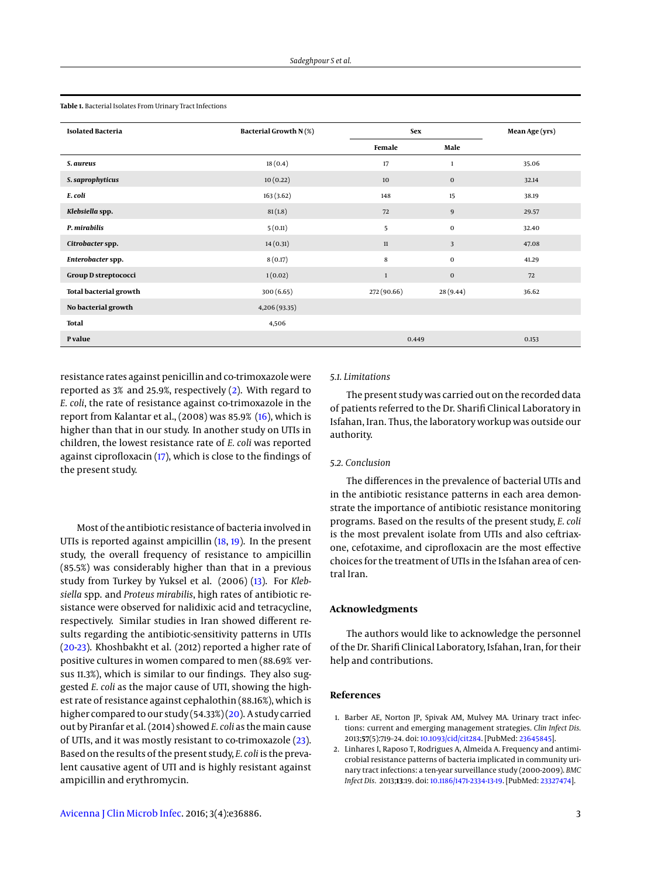**Table 1.** Bacterial Isolates From Urinary Tract Infections

| Isolated Bacteria | Bacterial Growth N (%) | Sex | | Mean Age (yrs) |
|---|---|---|---|---|
| | | Female | Male | |
| ***S. aureus*** | 18 (0.4) | 17 | 1 | 35.06 |
| ***S. saprophyticus*** | 10 (0.22) | 10 | 0 | 32.14 |
| ***E. coli*** | 163 (3.62) | 148 | 15 | 38.19 |
| ***Klebsiella* spp.** | 81 (1.8) | 72 | 9 | 29.57 |
| ***P. mirabilis*** | 5 (0.11) | 5 | 0 | 32.40 |
| ***Citrobacter* spp.** | 14 (0.31) | 11 | 3 | 47.08 |
| ***Enterobacter* spp.** | 8 (0.17) | 8 | 0 | 41.29 |
| **Group D streptococci** | 1 (0.02) | 1 | 0 | 72 |
| **Total bacterial growth** | 300 (6.65) | 272 (90.66) | 28 (9.44) | 36.62 |
| **No bacterial growth** | 4,206 (93.35) | | | |
| **Total** | 4,506 | | | |
| **P value** | | 0.449 | | 0.153 |

resistance rates against penicillin and co-trimoxazole were reported as 3% and 25.9%, respectively (2). With regard to *E. coli*, the rate of resistance against co-trimoxazole in the report from Kalantar et al., (2008) was 85.9% (16), which is higher than that in our study. In another study on UTIs in children, the lowest resistance rate of *E. coli* was reported against ciprofloxacin (17), which is close to the findings of the present study.

Most of the antibiotic resistance of bacteria involved in UTIs is reported against ampicillin (18, 19). In the present study, the overall frequency of resistance to ampicillin (85.5%) was considerably higher than that in a previous study from Turkey by Yuksel et al. (2006) (13). For *Klebsiella* spp. and *Proteus mirabilis*, high rates of antibiotic resistance were observed for nalidixic acid and tetracycline, respectively. Similar studies in Iran showed different results regarding the antibiotic-sensitivity patterns in UTIs (20-23). Khoshbakht et al. (2012) reported a higher rate of positive cultures in women compared to men (88.69% versus 11.3%), which is similar to our findings. They also suggested *E. coli* as the major cause of UTI, showing the highest rate of resistance against cephalothin (88.16%), which is higher compared to our study (54.33%) (20). A study carried out by Piranfar et al. (2014) showed *E. coli* as the main cause of UTIs, and it was mostly resistant to co-trimoxazole (23). Based on the results of the present study, *E. coli* is the prevalent causative agent of UTI and is highly resistant against ampicillin and erythromycin.

### 5.1. Limitations

The present study was carried out on the recorded data of patients referred to the Dr. Sharifi Clinical Laboratory in Isfahan, Iran. Thus, the laboratory workup was outside our authority.

### 5.2. Conclusion

The differences in the prevalence of bacterial UTIs and in the antibiotic resistance patterns in each area demonstrate the importance of antibiotic resistance monitoring programs. Based on the results of the present study, *E. coli* is the most prevalent isolate from UTIs and also ceftriaxone, cefotaxime, and ciprofloxacin are the most effective choices for the treatment of UTIs in the Isfahan area of central Iran.

## Acknowledgments

The authors would like to acknowledge the personnel of the Dr. Sharifi Clinical Laboratory, Isfahan, Iran, for their help and contributions.

## References

1. Barber AE, Norton JP, Spivak AM, Mulvey MA. Urinary tract infections: current and emerging management strategies. *Clin Infect Dis*. 2013;**57**(5):719–24. doi: 10.1093/cid/cit284. [PubMed: 23645845].
2. Linhares I, Raposo T, Rodrigues A, Almeida A. Frequency and antimicrobial resistance patterns of bacteria implicated in community urinary tract infections: a ten-year surveillance study (2000-2009). *BMC Infect Dis*. 2013;**13**:19. doi: 10.1186/1471-2334-13-19. [PubMed: 23327474].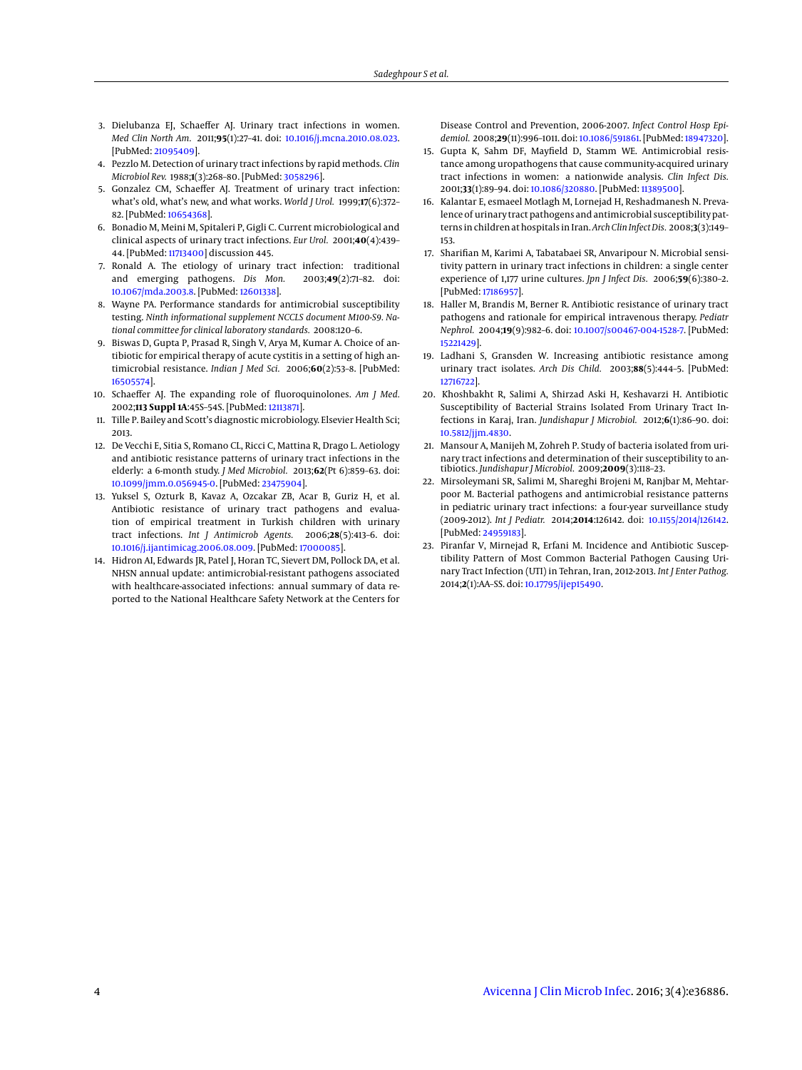3. Dielubanza EJ, Schaeffer AJ. Urinary tract infections in women. *Med Clin North Am.* 2011;**95**(1):27–41. doi: 10.1016/j.mcna.2010.08.023. [PubMed: 21095409].
4. Pezzlo M. Detection of urinary tract infections by rapid methods. *Clin Microbiol Rev.* 1988;**1**(3):268–80. [PubMed: 3058296].
5. Gonzalez CM, Schaeffer AJ. Treatment of urinary tract infection: what's old, what's new, and what works. *World J Urol.* 1999;**17**(6):372–82. [PubMed: 10654368].
6. Bonadio M, Meini M, Spitaleri P, Gigli C. Current microbiological and clinical aspects of urinary tract infections. *Eur Urol.* 2001;**40**(4):439–44. [PubMed: 11713400] discussion 445.
7. Ronald A. The etiology of urinary tract infection: traditional and emerging pathogens. *Dis Mon.* 2003;**49**(2):71–82. doi: 10.1067/mda.2003.8. [PubMed: 12601338].
8. Wayne PA. Performance standards for antimicrobial susceptibility testing. *Ninth informational supplement NCCLS document M100-S9. National committee for clinical laboratory standards.* 2008:120–6.
9. Biswas D, Gupta P, Prasad R, Singh V, Arya M, Kumar A. Choice of antibiotic for empirical therapy of acute cystitis in a setting of high antimicrobial resistance. *Indian J Med Sci.* 2006;**60**(2):53–8. [PubMed: 16505574].
10. Schaeffer AJ. The expanding role of fluoroquinolones. *Am J Med.* 2002;**113 Suppl 1A**:45S–54S. [PubMed: 12113871].
11. Tille P. Bailey and Scott's diagnostic microbiology. Elsevier Health Sci; 2013.
12. De Vecchi E, Sitia S, Romano CL, Ricci C, Mattina R, Drago L. Aetiology and antibiotic resistance patterns of urinary tract infections in the elderly: a 6-month study. *J Med Microbiol.* 2013;**62**(Pt 6):859–63. doi: 10.1099/jmm.0.056945-0. [PubMed: 23475904].
13. Yuksel S, Ozturk B, Kavaz A, Ozcakar ZB, Acar B, Guriz H, et al. Antibiotic resistance of urinary tract pathogens and evaluation of empirical treatment in Turkish children with urinary tract infections. *Int J Antimicrob Agents.* 2006;**28**(5):413–6. doi: 10.1016/j.ijantimicag.2006.08.009. [PubMed: 17000085].
14. Hidron AI, Edwards JR, Patel J, Horan TC, Sievert DM, Pollock DA, et al. NHSN annual update: antimicrobial-resistant pathogens associated with healthcare-associated infections: annual summary of data reported to the National Healthcare Safety Network at the Centers for Disease Control and Prevention, 2006-2007. *Infect Control Hosp Epidemiol.* 2008;**29**(11):996–1011. doi: 10.1086/591861. [PubMed: 18947320].
15. Gupta K, Sahm DF, Mayfield D, Stamm WE. Antimicrobial resistance among uropathogens that cause community-acquired urinary tract infections in women: a nationwide analysis. *Clin Infect Dis.* 2001;**33**(1):89–94. doi: 10.1086/320880. [PubMed: 11389500].
16. Kalantar E, esmaeel Motlagh M, Lornejad H, Reshadmanesh N. Prevalence of urinary tract pathogens and antimicrobial susceptibility patterns in children at hospitals in Iran. *Arch Clin Infect Dis.* 2008;**3**(3):149–153.
17. Sharifian M, Karimi A, Tabatabaei SR, Anvaripour N. Microbial sensitivity pattern in urinary tract infections in children: a single center experience of 1,177 urine cultures. *Jpn J Infect Dis.* 2006;**59**(6):380–2. [PubMed: 17186957].
18. Haller M, Brandis M, Berner R. Antibiotic resistance of urinary tract pathogens and rationale for empirical intravenous therapy. *Pediatr Nephrol.* 2004;**19**(9):982–6. doi: 10.1007/s00467-004-1528-7. [PubMed: 15221429].
19. Ladhani S, Gransden W. Increasing antibiotic resistance among urinary tract isolates. *Arch Dis Child.* 2003;**88**(5):444–5. [PubMed: 12716722].
20. Khoshbakht R, Salimi A, Shirzad Aski H, Keshavarzi H. Antibiotic Susceptibility of Bacterial Strains Isolated From Urinary Tract Infections in Karaj, Iran. *Jundishapur J Microbiol.* 2012;**6**(1):86–90. doi: 10.5812/jjm.4830.
21. Mansour A, Manijeh M, Zohreh P. Study of bacteria isolated from urinary tract infections and determination of their susceptibility to antibiotics. *Jundishapur J Microbiol.* 2009;**2009**(3):118–23.
22. Mirsoleymani SR, Salimi M, Shareghi Brojeni M, Ranjbar M, Mehtarpoor M. Bacterial pathogens and antimicrobial resistance patterns in pediatric urinary tract infections: a four-year surveillance study (2009-2012). *Int J Pediatr.* 2014;**2014**:126142. doi: 10.1155/2014/126142. [PubMed: 24959183].
23. Piranfar V, Mirnejad R, Erfani M. Incidence and Antibiotic Susceptibility Pattern of Most Common Bacterial Pathogen Causing Urinary Tract Infection (UTI) in Tehran, Iran, 2012-2013. *Int J Enter Pathog.* 2014;**2**(1):AA–SS. doi: 10.17795/ijep15490.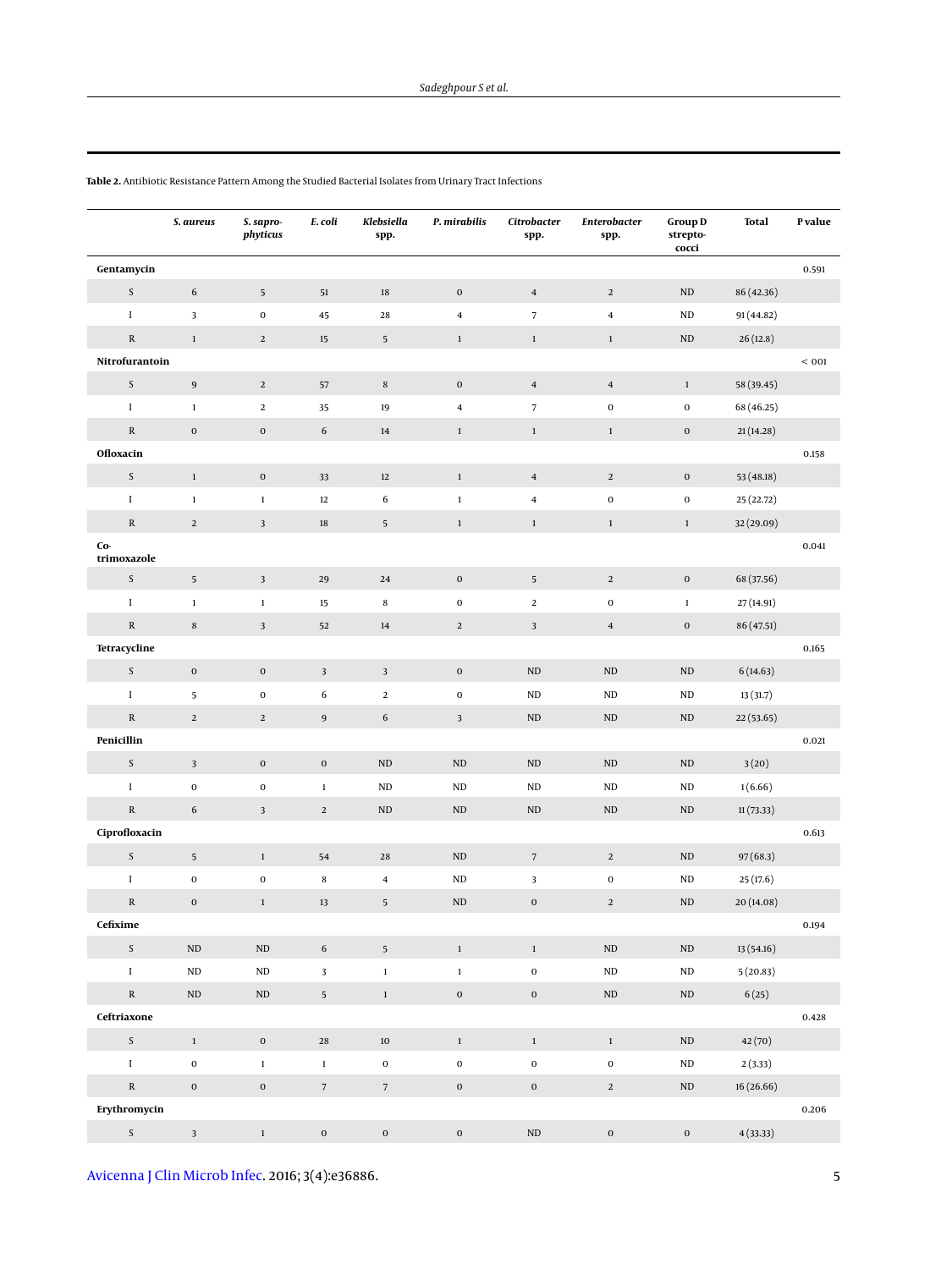**Table 2.** Antibiotic Resistance Pattern Among the Studied Bacterial Isolates from Urinary Tract Infections

| | *S. aureus* | *S. saprophyticus* | *E. coli* | *Klebsiella* spp. | *P. mirabilis* | *Citrobacter* spp. | *Enterobacter* spp. | Group D streptococci | Total | P value |
|---|---|---|---|---|---|---|---|---|---|---|
| **Gentamycin** | | | | | | | | | | 0.591 |
| S | 6 | 5 | 51 | 18 | 0 | 4 | 2 | ND | 86 (42.36) | |
| I | 3 | 0 | 45 | 28 | 4 | 7 | 4 | ND | 91 (44.82) | |
| R | 1 | 2 | 15 | 5 | 1 | 1 | 1 | ND | 26 (12.8) | |
| **Nitrofurantoin** | | | | | | | | | | < 001 |
| S | 9 | 2 | 57 | 8 | 0 | 4 | 4 | 1 | 58 (39.45) | |
| I | 1 | 2 | 35 | 19 | 4 | 7 | 0 | 0 | 68 (46.25) | |
| R | 0 | 0 | 6 | 14 | 1 | 1 | 1 | 0 | 21 (14.28) | |
| **Ofloxacin** | | | | | | | | | | 0.158 |
| S | 1 | 0 | 33 | 12 | 1 | 4 | 2 | 0 | 53 (48.18) | |
| I | 1 | 1 | 12 | 6 | 1 | 4 | 0 | 0 | 25 (22.72) | |
| R | 2 | 3 | 18 | 5 | 1 | 1 | 1 | 1 | 32 (29.09) | |
| **Co-trimoxazole** | | | | | | | | | | 0.041 |
| S | 5 | 3 | 29 | 24 | 0 | 5 | 2 | 0 | 68 (37.56) | |
| I | 1 | 1 | 15 | 8 | 0 | 2 | 0 | 1 | 27 (14.91) | |
| R | 8 | 3 | 52 | 14 | 2 | 3 | 4 | 0 | 86 (47.51) | |
| **Tetracycline** | | | | | | | | | | 0.165 |
| S | 0 | 0 | 3 | 3 | 0 | ND | ND | ND | 6 (14.63) | |
| I | 5 | 0 | 6 | 2 | 0 | ND | ND | ND | 13 (31.7) | |
| R | 2 | 2 | 9 | 6 | 3 | ND | ND | ND | 22 (53.65) | |
| **Penicillin** | | | | | | | | | | 0.021 |
| S | 3 | 0 | 0 | ND | ND | ND | ND | ND | 3 (20) | |
| I | 0 | 0 | 1 | ND | ND | ND | ND | ND | 1 (6.66) | |
| R | 6 | 3 | 2 | ND | ND | ND | ND | ND | 11 (73.33) | |
| **Ciprofloxacin** | | | | | | | | | | 0.613 |
| S | 5 | 1 | 54 | 28 | ND | 7 | 2 | ND | 97 (68.3) | |
| I | 0 | 0 | 8 | 4 | ND | 3 | 0 | ND | 25 (17.6) | |
| R | 0 | 1 | 13 | 5 | ND | 0 | 2 | ND | 20 (14.08) | |
| **Cefixime** | | | | | | | | | | 0.194 |
| S | ND | ND | 6 | 5 | 1 | 1 | ND | ND | 13 (54.16) | |
| I | ND | ND | 3 | 1 | 1 | 0 | ND | ND | 5 (20.83) | |
| R | ND | ND | 5 | 1 | 0 | 0 | ND | ND | 6 (25) | |
| **Ceftriaxone** | | | | | | | | | | 0.428 |
| S | 1 | 0 | 28 | 10 | 1 | 1 | 1 | ND | 42 (70) | |
| I | 0 | 1 | 1 | 0 | 0 | 0 | 0 | ND | 2 (3.33) | |
| R | 0 | 0 | 7 | 7 | 0 | 0 | 2 | ND | 16 (26.66) | |
| **Erythromycin** | | | | | | | | | | 0.206 |
| S | 3 | 1 | 0 | 0 | 0 | ND | 0 | 0 | 4 (33.33) | |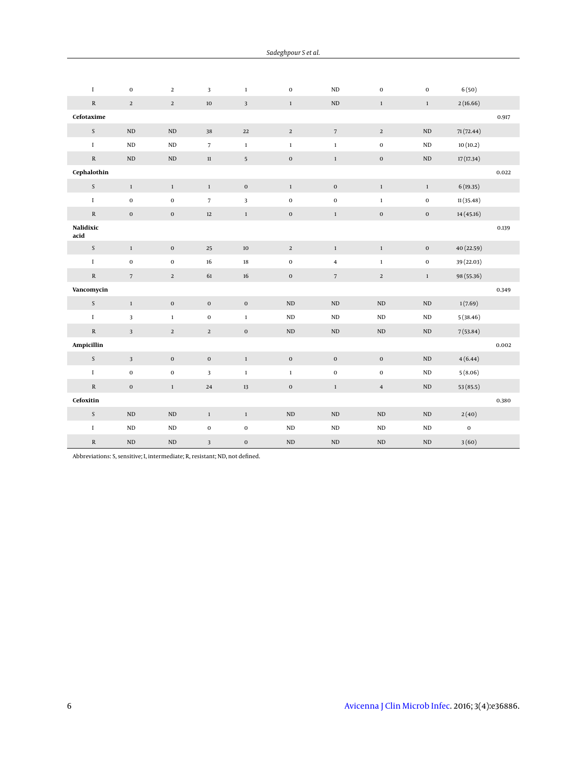| | | | | | | | | | | |
|---|---|---|---|---|---|---|---|---|---|---|
| I | 0 | 2 | 3 | 1 | 0 | ND | 0 | 0 | 6 (50) | |
| R | 2 | 2 | 10 | 3 | 1 | ND | 1 | 1 | 2 (16.66) | |
| **Cefotaxime** | | | | | | | | | | 0.917 |
| S | ND | ND | 38 | 22 | 2 | 7 | 2 | ND | 71 (72.44) | |
| I | ND | ND | 7 | 1 | 1 | 1 | 0 | ND | 10 (10.2) | |
| R | ND | ND | 11 | 5 | 0 | 1 | 0 | ND | 17 (17.34) | |
| **Cephalothin** | | | | | | | | | | 0.022 |
| S | 1 | 1 | 1 | 0 | 1 | 0 | 1 | 1 | 6 (19.35) | |
| I | 0 | 0 | 7 | 3 | 0 | 0 | 1 | 0 | 11 (35.48) | |
| R | 0 | 0 | 12 | 1 | 0 | 1 | 0 | 0 | 14 (45.16) | |
| **Nalidixic acid** | | | | | | | | | | 0.139 |
| S | 1 | 0 | 25 | 10 | 2 | 1 | 1 | 0 | 40 (22.59) | |
| I | 0 | 0 | 16 | 18 | 0 | 4 | 1 | 0 | 39 (22.03) | |
| R | 7 | 2 | 61 | 16 | 0 | 7 | 2 | 1 | 98 (55.36) | |
| **Vancomycin** | | | | | | | | | | 0.349 |
| S | 1 | 0 | 0 | 0 | ND | ND | ND | ND | 1 (7.69) | |
| I | 3 | 1 | 0 | 1 | ND | ND | ND | ND | 5 (38.46) | |
| R | 3 | 2 | 2 | 0 | ND | ND | ND | ND | 7 (53.84) | |
| **Ampicillin** | | | | | | | | | | 0.002 |
| S | 3 | 0 | 0 | 1 | 0 | 0 | 0 | ND | 4 (6.44) | |
| I | 0 | 0 | 3 | 1 | 1 | 0 | 0 | ND | 5 (8.06) | |
| R | 0 | 1 | 24 | 13 | 0 | 1 | 4 | ND | 53 (85.5) | |
| **Cefoxitin** | | | | | | | | | | 0.380 |
| S | ND | ND | 1 | 1 | ND | ND | ND | ND | 2 (40) | |
| I | ND | ND | 0 | 0 | ND | ND | ND | ND | 0 | |
| R | ND | ND | 3 | 0 | ND | ND | ND | ND | 3 (60) | |

Abbreviations: S, sensitive; I, intermediate; R, resistant; ND, not defined.